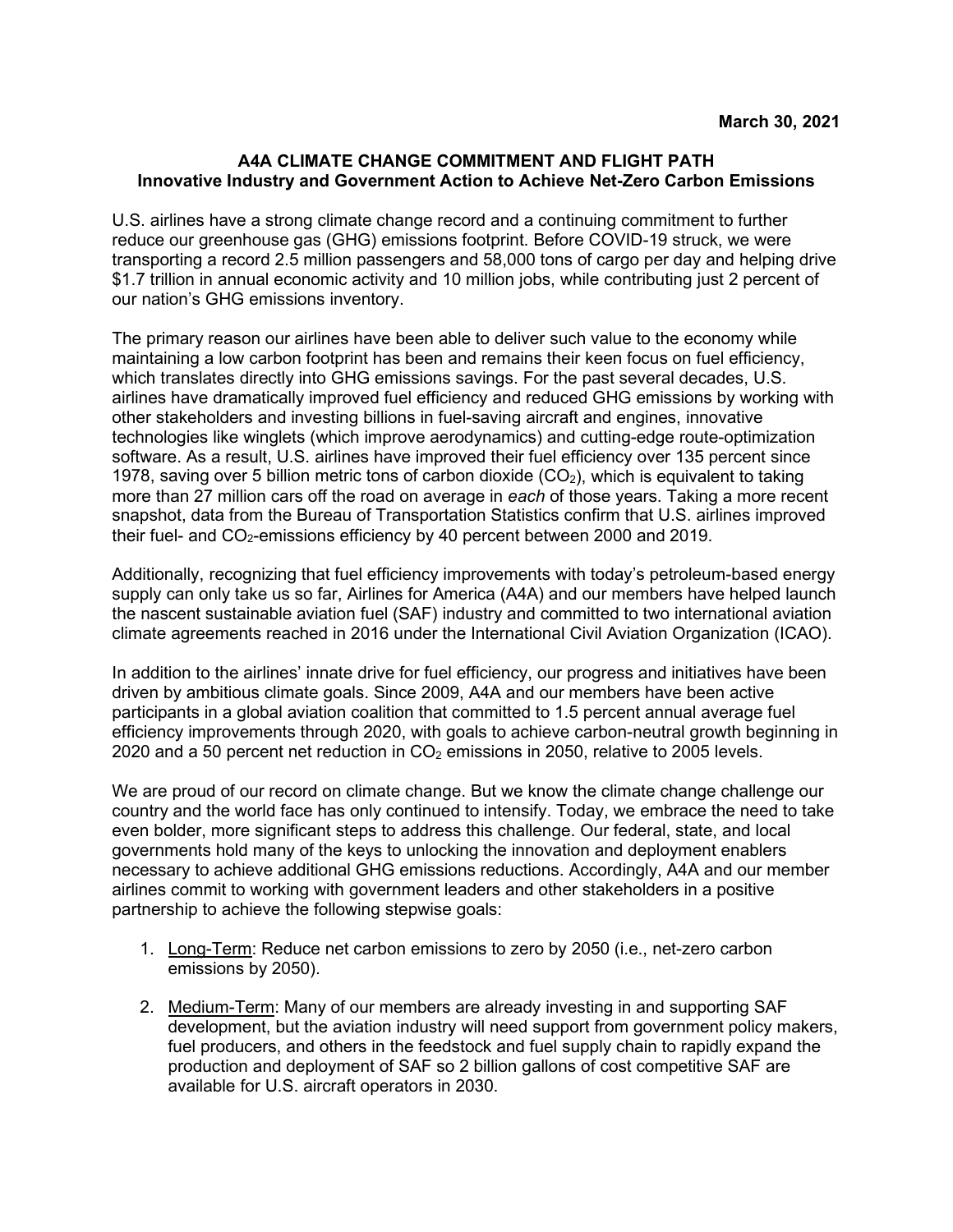**March 30, 2021**

# A4A CLIMATE CHANGE COMMITMENT AND FLIGHT PATH

## Innovative Industry and Government Action to Achieve Net-Zero Carbon Emissions

U.S. airlines have a strong climate change record and a continuing commitment to further reduce our greenhouse gas (GHG) emissions footprint. Before COVID-19 struck, we were transporting a record 2.5 million passengers and 58,000 tons of cargo per day and helping drive $1.7 trillion in annual economic activity and 10 million jobs, while contributing just 2 percent of our nation's GHG emissions inventory.

The primary reason our airlines have been able to deliver such value to the economy while maintaining a low carbon footprint has been and remains their keen focus on fuel efficiency, which translates directly into GHG emissions savings. For the past several decades, U.S. airlines have dramatically improved fuel efficiency and reduced GHG emissions by working with other stakeholders and investing billions in fuel-saving aircraft and engines, innovative technologies like winglets (which improve aerodynamics) and cutting-edge route-optimization software. As a result, U.S. airlines have improved their fuel efficiency over 135 percent since 1978, saving over 5 billion metric tons of carbon dioxide ($CO_2$), which is equivalent to taking more than 27 million cars off the road on average in *each* of those years. Taking a more recent snapshot, data from the Bureau of Transportation Statistics confirm that U.S. airlines improved their fuel- and $CO_2$-emissions efficiency by 40 percent between 2000 and 2019.

Additionally, recognizing that fuel efficiency improvements with today's petroleum-based energy supply can only take us so far, Airlines for America (A4A) and our members have helped launch the nascent sustainable aviation fuel (SAF) industry and committed to two international aviation climate agreements reached in 2016 under the International Civil Aviation Organization (ICAO).

In addition to the airlines' innate drive for fuel efficiency, our progress and initiatives have been driven by ambitious climate goals. Since 2009, A4A and our members have been active participants in a global aviation coalition that committed to 1.5 percent annual average fuel efficiency improvements through 2020, with goals to achieve carbon-neutral growth beginning in 2020 and a 50 percent net reduction in $CO_2$ emissions in 2050, relative to 2005 levels.

We are proud of our record on climate change. But we know the climate change challenge our country and the world face has only continued to intensify. Today, we embrace the need to take even bolder, more significant steps to address this challenge. Our federal, state, and local governments hold many of the keys to unlocking the innovation and deployment enablers necessary to achieve additional GHG emissions reductions. Accordingly, A4A and our member airlines commit to working with government leaders and other stakeholders in a positive partnership to achieve the following stepwise goals:

1. <u>Long-Term</u>: Reduce net carbon emissions to zero by 2050 (i.e., net-zero carbon emissions by 2050).

2. <u>Medium-Term</u>: Many of our members are already investing in and supporting SAF development, but the aviation industry will need support from government policy makers, fuel producers, and others in the feedstock and fuel supply chain to rapidly expand the production and deployment of SAF so 2 billion gallons of cost competitive SAF are available for U.S. aircraft operators in 2030.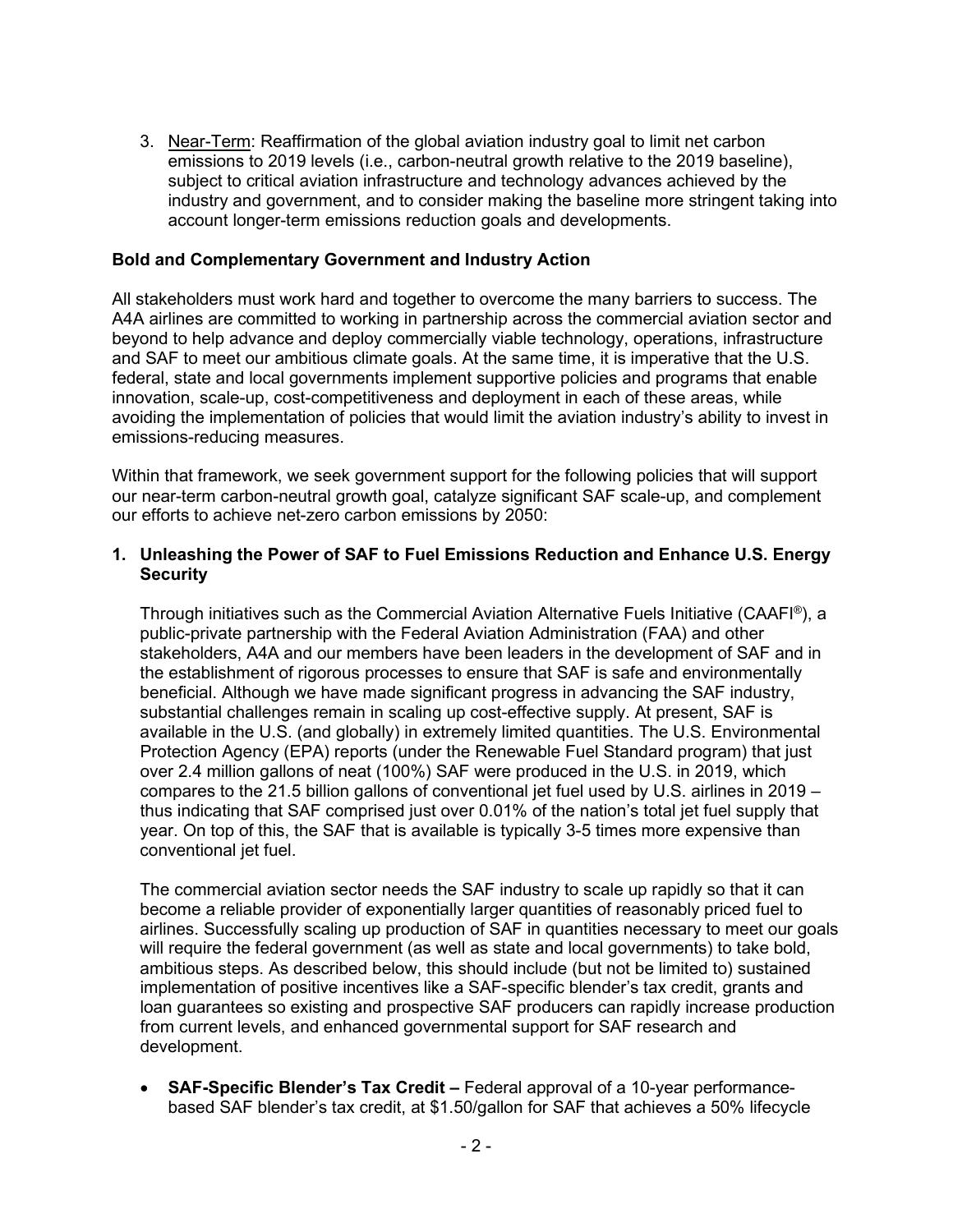3. <u>Near-Term</u>: Reaffirmation of the global aviation industry goal to limit net carbon emissions to 2019 levels (i.e., carbon-neutral growth relative to the 2019 baseline), subject to critical aviation infrastructure and technology advances achieved by the industry and government, and to consider making the baseline more stringent taking into account longer-term emissions reduction goals and developments.

**Bold and Complementary Government and Industry Action**

All stakeholders must work hard and together to overcome the many barriers to success. The A4A airlines are committed to working in partnership across the commercial aviation sector and beyond to help advance and deploy commercially viable technology, operations, infrastructure and SAF to meet our ambitious climate goals. At the same time, it is imperative that the U.S. federal, state and local governments implement supportive policies and programs that enable innovation, scale-up, cost-competitiveness and deployment in each of these areas, while avoiding the implementation of policies that would limit the aviation industry's ability to invest in emissions-reducing measures.

Within that framework, we seek government support for the following policies that will support our near-term carbon-neutral growth goal, catalyze significant SAF scale-up, and complement our efforts to achieve net-zero carbon emissions by 2050:

**1. Unleashing the Power of SAF to Fuel Emissions Reduction and Enhance U.S. Energy Security**

Through initiatives such as the Commercial Aviation Alternative Fuels Initiative (CAAFI®), a public-private partnership with the Federal Aviation Administration (FAA) and other stakeholders, A4A and our members have been leaders in the development of SAF and in the establishment of rigorous processes to ensure that SAF is safe and environmentally beneficial. Although we have made significant progress in advancing the SAF industry, substantial challenges remain in scaling up cost-effective supply. At present, SAF is available in the U.S. (and globally) in extremely limited quantities. The U.S. Environmental Protection Agency (EPA) reports (under the Renewable Fuel Standard program) that just over 2.4 million gallons of neat (100%) SAF were produced in the U.S. in 2019, which compares to the 21.5 billion gallons of conventional jet fuel used by U.S. airlines in 2019 – thus indicating that SAF comprised just over 0.01% of the nation's total jet fuel supply that year. On top of this, the SAF that is available is typically 3-5 times more expensive than conventional jet fuel.

The commercial aviation sector needs the SAF industry to scale up rapidly so that it can become a reliable provider of exponentially larger quantities of reasonably priced fuel to airlines. Successfully scaling up production of SAF in quantities necessary to meet our goals will require the federal government (as well as state and local governments) to take bold, ambitious steps. As described below, this should include (but not be limited to) sustained implementation of positive incentives like a SAF-specific blender's tax credit, grants and loan guarantees so existing and prospective SAF producers can rapidly increase production from current levels, and enhanced governmental support for SAF research and development.

- **SAF-Specific Blender's Tax Credit –** Federal approval of a 10-year performance-based SAF blender's tax credit, at \$1.50/gallon for SAF that achieves a 50% lifecycle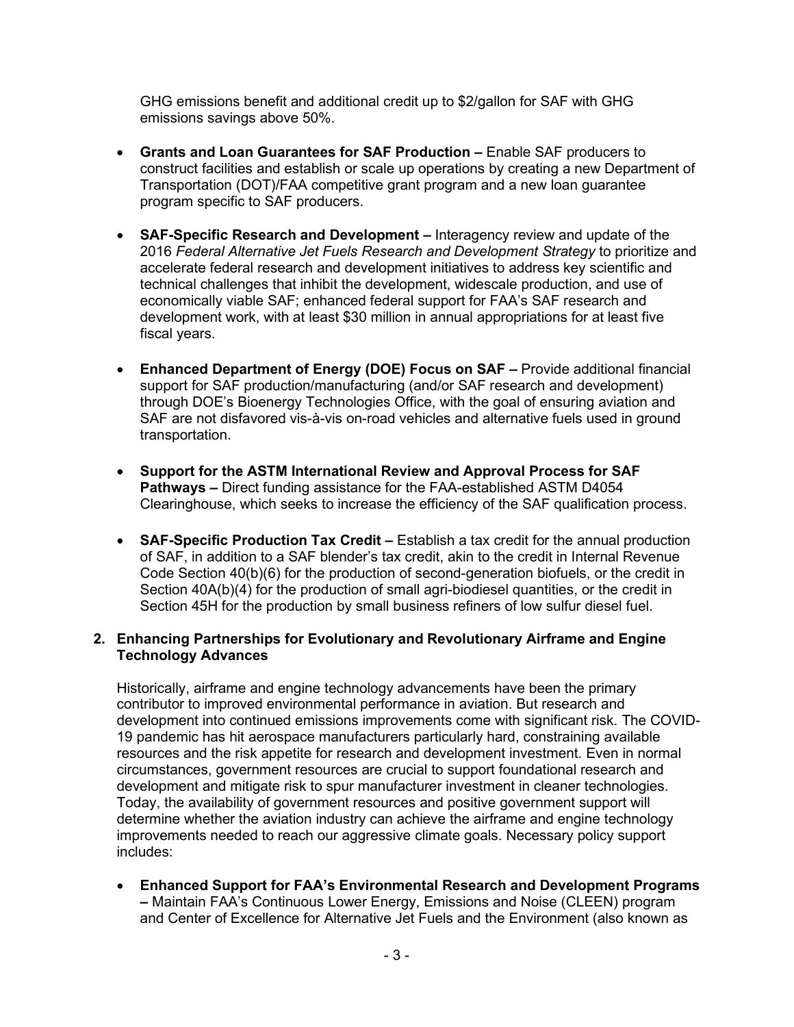GHG emissions benefit and additional credit up to $2/gallon for SAF with GHG emissions savings above 50%.

- **Grants and Loan Guarantees for SAF Production –** Enable SAF producers to construct facilities and establish or scale up operations by creating a new Department of Transportation (DOT)/FAA competitive grant program and a new loan guarantee program specific to SAF producers.

- **SAF-Specific Research and Development –** Interagency review and update of the 2016 *Federal Alternative Jet Fuels Research and Development Strategy* to prioritize and accelerate federal research and development initiatives to address key scientific and technical challenges that inhibit the development, widescale production, and use of economically viable SAF; enhanced federal support for FAA's SAF research and development work, with at least $30 million in annual appropriations for at least five fiscal years.

- **Enhanced Department of Energy (DOE) Focus on SAF –** Provide additional financial support for SAF production/manufacturing (and/or SAF research and development) through DOE's Bioenergy Technologies Office, with the goal of ensuring aviation and SAF are not disfavored vis-à-vis on-road vehicles and alternative fuels used in ground transportation.

- **Support for the ASTM International Review and Approval Process for SAF Pathways –** Direct funding assistance for the FAA-established ASTM D4054 Clearinghouse, which seeks to increase the efficiency of the SAF qualification process.

- **SAF-Specific Production Tax Credit –** Establish a tax credit for the annual production of SAF, in addition to a SAF blender's tax credit, akin to the credit in Internal Revenue Code Section 40(b)(6) for the production of second-generation biofuels, or the credit in Section 40A(b)(4) for the production of small agri-biodiesel quantities, or the credit in Section 45H for the production by small business refiners of low sulfur diesel fuel.

## 2. Enhancing Partnerships for Evolutionary and Revolutionary Airframe and Engine Technology Advances

Historically, airframe and engine technology advancements have been the primary contributor to improved environmental performance in aviation. But research and development into continued emissions improvements come with significant risk. The COVID-19 pandemic has hit aerospace manufacturers particularly hard, constraining available resources and the risk appetite for research and development investment. Even in normal circumstances, government resources are crucial to support foundational research and development and mitigate risk to spur manufacturer investment in cleaner technologies. Today, the availability of government resources and positive government support will determine whether the aviation industry can achieve the airframe and engine technology improvements needed to reach our aggressive climate goals. Necessary policy support includes:

- **Enhanced Support for FAA's Environmental Research and Development Programs –** Maintain FAA's Continuous Lower Energy, Emissions and Noise (CLEEN) program and Center of Excellence for Alternative Jet Fuels and the Environment (also known as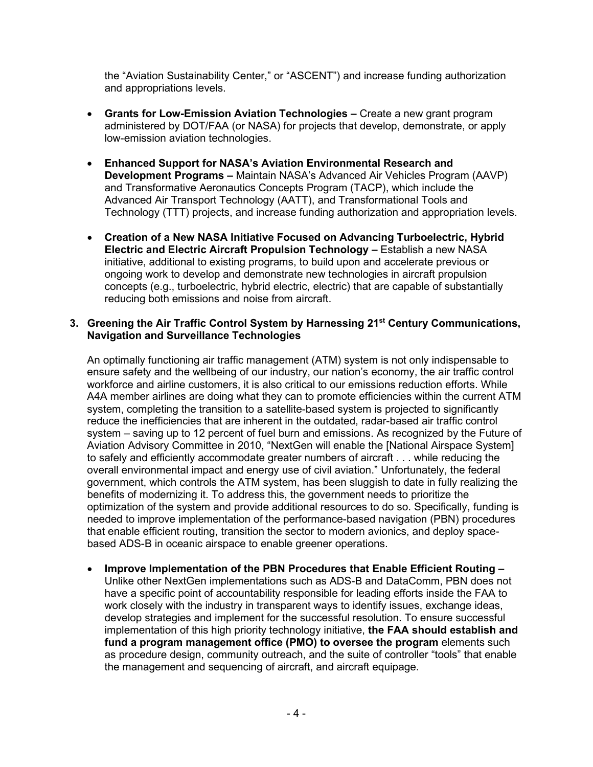the "Aviation Sustainability Center," or "ASCENT") and increase funding authorization and appropriations levels.

- **Grants for Low-Emission Aviation Technologies –** Create a new grant program administered by DOT/FAA (or NASA) for projects that develop, demonstrate, or apply low-emission aviation technologies.

- **Enhanced Support for NASA's Aviation Environmental Research and Development Programs –** Maintain NASA's Advanced Air Vehicles Program (AAVP) and Transformative Aeronautics Concepts Program (TACP), which include the Advanced Air Transport Technology (AATT), and Transformational Tools and Technology (TTT) projects, and increase funding authorization and appropriation levels.

- **Creation of a New NASA Initiative Focused on Advancing Turboelectric, Hybrid Electric and Electric Aircraft Propulsion Technology –** Establish a new NASA initiative, additional to existing programs, to build upon and accelerate previous or ongoing work to develop and demonstrate new technologies in aircraft propulsion concepts (e.g., turboelectric, hybrid electric, electric) that are capable of substantially reducing both emissions and noise from aircraft.

### 3. Greening the Air Traffic Control System by Harnessing 21st Century Communications, Navigation and Surveillance Technologies

An optimally functioning air traffic management (ATM) system is not only indispensable to ensure safety and the wellbeing of our industry, our nation's economy, the air traffic control workforce and airline customers, it is also critical to our emissions reduction efforts. While A4A member airlines are doing what they can to promote efficiencies within the current ATM system, completing the transition to a satellite-based system is projected to significantly reduce the inefficiencies that are inherent in the outdated, radar-based air traffic control system – saving up to 12 percent of fuel burn and emissions. As recognized by the Future of Aviation Advisory Committee in 2010, "NextGen will enable the [National Airspace System] to safely and efficiently accommodate greater numbers of aircraft . . . while reducing the overall environmental impact and energy use of civil aviation." Unfortunately, the federal government, which controls the ATM system, has been sluggish to date in fully realizing the benefits of modernizing it. To address this, the government needs to prioritize the optimization of the system and provide additional resources to do so. Specifically, funding is needed to improve implementation of the performance-based navigation (PBN) procedures that enable efficient routing, transition the sector to modern avionics, and deploy space-based ADS-B in oceanic airspace to enable greener operations.

- **Improve Implementation of the PBN Procedures that Enable Efficient Routing –** Unlike other NextGen implementations such as ADS-B and DataComm, PBN does not have a specific point of accountability responsible for leading efforts inside the FAA to work closely with the industry in transparent ways to identify issues, exchange ideas, develop strategies and implement for the successful resolution. To ensure successful implementation of this high priority technology initiative, **the FAA should establish and fund a program management office (PMO) to oversee the program** elements such as procedure design, community outreach, and the suite of controller "tools" that enable the management and sequencing of aircraft, and aircraft equipage.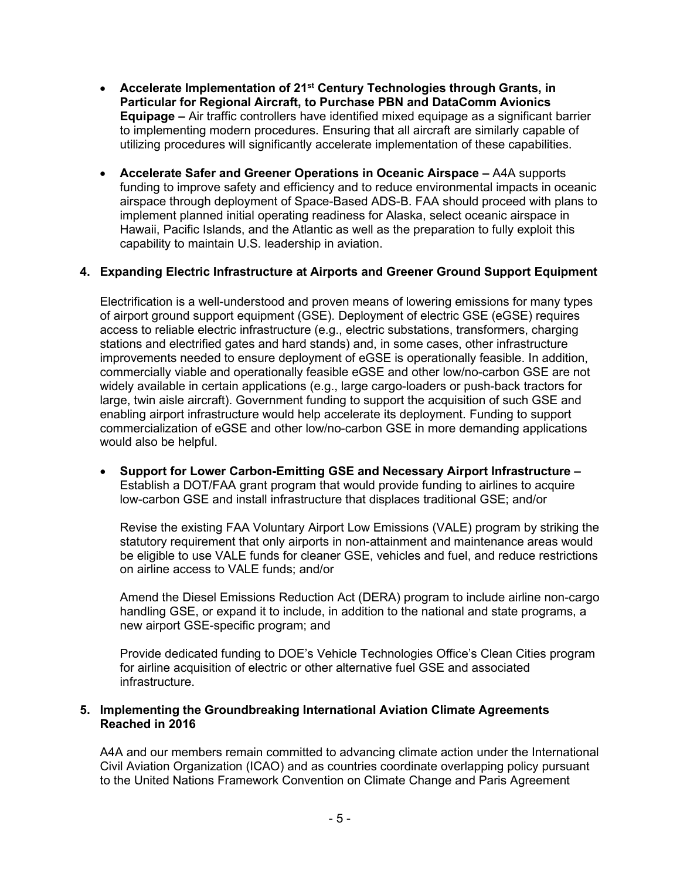- **Accelerate Implementation of 21st Century Technologies through Grants, in Particular for Regional Aircraft, to Purchase PBN and DataComm Avionics Equipage –** Air traffic controllers have identified mixed equipage as a significant barrier to implementing modern procedures. Ensuring that all aircraft are similarly capable of utilizing procedures will significantly accelerate implementation of these capabilities.

- **Accelerate Safer and Greener Operations in Oceanic Airspace –** A4A supports funding to improve safety and efficiency and to reduce environmental impacts in oceanic airspace through deployment of Space-Based ADS-B. FAA should proceed with plans to implement planned initial operating readiness for Alaska, select oceanic airspace in Hawaii, Pacific Islands, and the Atlantic as well as the preparation to fully exploit this capability to maintain U.S. leadership in aviation.

## 4. Expanding Electric Infrastructure at Airports and Greener Ground Support Equipment

Electrification is a well-understood and proven means of lowering emissions for many types of airport ground support equipment (GSE). Deployment of electric GSE (eGSE) requires access to reliable electric infrastructure (e.g., electric substations, transformers, charging stations and electrified gates and hard stands) and, in some cases, other infrastructure improvements needed to ensure deployment of eGSE is operationally feasible. In addition, commercially viable and operationally feasible eGSE and other low/no-carbon GSE are not widely available in certain applications (e.g., large cargo-loaders or push-back tractors for large, twin aisle aircraft). Government funding to support the acquisition of such GSE and enabling airport infrastructure would help accelerate its deployment. Funding to support commercialization of eGSE and other low/no-carbon GSE in more demanding applications would also be helpful.

- **Support for Lower Carbon-Emitting GSE and Necessary Airport Infrastructure –** Establish a DOT/FAA grant program that would provide funding to airlines to acquire low-carbon GSE and install infrastructure that displaces traditional GSE; and/or

  Revise the existing FAA Voluntary Airport Low Emissions (VALE) program by striking the statutory requirement that only airports in non-attainment and maintenance areas would be eligible to use VALE funds for cleaner GSE, vehicles and fuel, and reduce restrictions on airline access to VALE funds; and/or

  Amend the Diesel Emissions Reduction Act (DERA) program to include airline non-cargo handling GSE, or expand it to include, in addition to the national and state programs, a new airport GSE-specific program; and

  Provide dedicated funding to DOE's Vehicle Technologies Office's Clean Cities program for airline acquisition of electric or other alternative fuel GSE and associated infrastructure.

## 5. Implementing the Groundbreaking International Aviation Climate Agreements Reached in 2016

A4A and our members remain committed to advancing climate action under the International Civil Aviation Organization (ICAO) and as countries coordinate overlapping policy pursuant to the United Nations Framework Convention on Climate Change and Paris Agreement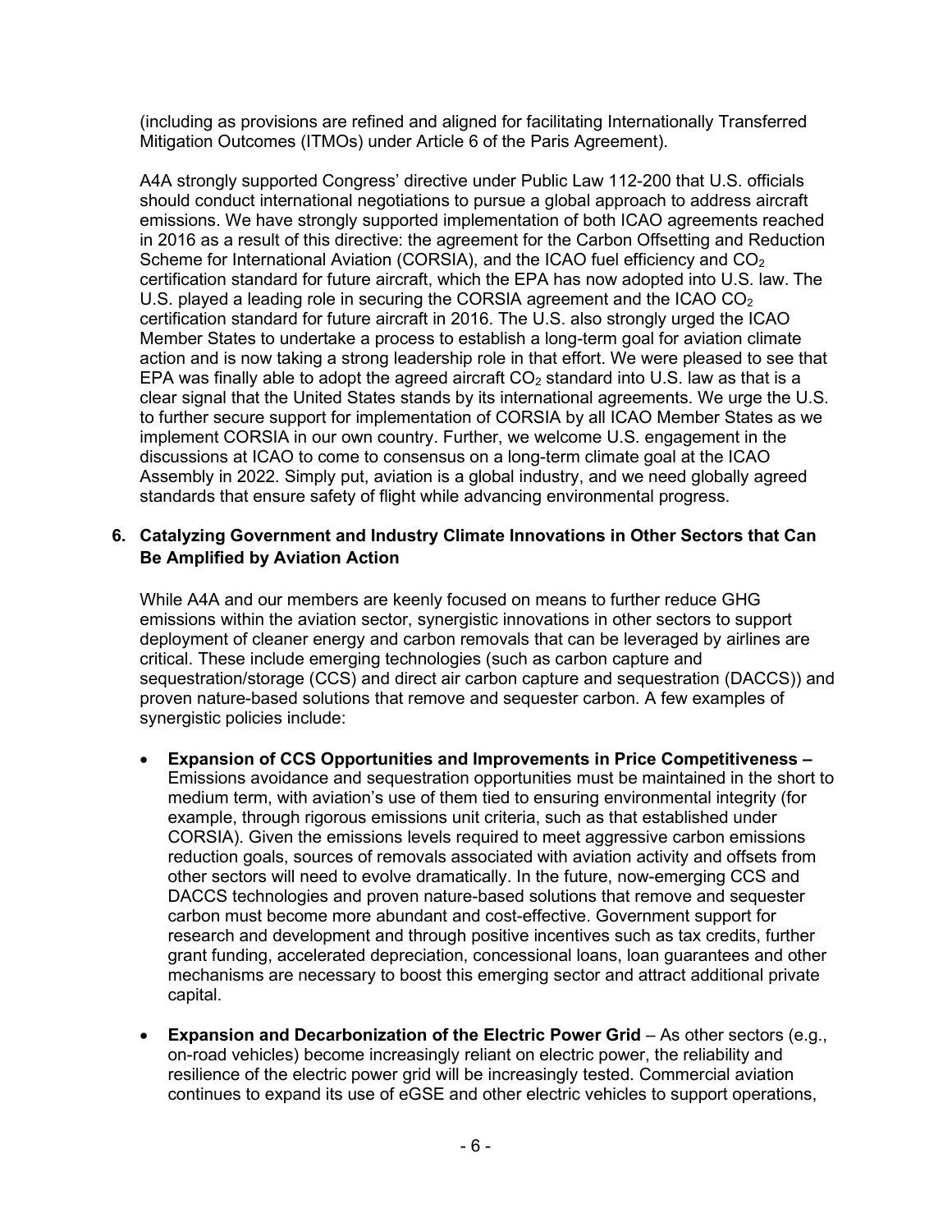(including as provisions are refined and aligned for facilitating Internationally Transferred Mitigation Outcomes (ITMOs) under Article 6 of the Paris Agreement).

A4A strongly supported Congress' directive under Public Law 112-200 that U.S. officials should conduct international negotiations to pursue a global approach to address aircraft emissions. We have strongly supported implementation of both ICAO agreements reached in 2016 as a result of this directive: the agreement for the Carbon Offsetting and Reduction Scheme for International Aviation (CORSIA), and the ICAO fuel efficiency and $CO_2$ certification standard for future aircraft, which the EPA has now adopted into U.S. law. The U.S. played a leading role in securing the CORSIA agreement and the ICAO $CO_2$ certification standard for future aircraft in 2016. The U.S. also strongly urged the ICAO Member States to undertake a process to establish a long-term goal for aviation climate action and is now taking a strong leadership role in that effort. We were pleased to see that EPA was finally able to adopt the agreed aircraft $CO_2$ standard into U.S. law as that is a clear signal that the United States stands by its international agreements. We urge the U.S. to further secure support for implementation of CORSIA by all ICAO Member States as we implement CORSIA in our own country. Further, we welcome U.S. engagement in the discussions at ICAO to come to consensus on a long-term climate goal at the ICAO Assembly in 2022. Simply put, aviation is a global industry, and we need globally agreed standards that ensure safety of flight while advancing environmental progress.

### 6. Catalyzing Government and Industry Climate Innovations in Other Sectors that Can Be Amplified by Aviation Action

While A4A and our members are keenly focused on means to further reduce GHG emissions within the aviation sector, synergistic innovations in other sectors to support deployment of cleaner energy and carbon removals that can be leveraged by airlines are critical. These include emerging technologies (such as carbon capture and sequestration/storage (CCS) and direct air carbon capture and sequestration (DACCS)) and proven nature-based solutions that remove and sequester carbon. A few examples of synergistic policies include:

- **Expansion of CCS Opportunities and Improvements in Price Competitiveness –** Emissions avoidance and sequestration opportunities must be maintained in the short to medium term, with aviation's use of them tied to ensuring environmental integrity (for example, through rigorous emissions unit criteria, such as that established under CORSIA). Given the emissions levels required to meet aggressive carbon emissions reduction goals, sources of removals associated with aviation activity and offsets from other sectors will need to evolve dramatically. In the future, now-emerging CCS and DACCS technologies and proven nature-based solutions that remove and sequester carbon must become more abundant and cost-effective. Government support for research and development and through positive incentives such as tax credits, further grant funding, accelerated depreciation, concessional loans, loan guarantees and other mechanisms are necessary to boost this emerging sector and attract additional private capital.

- **Expansion and Decarbonization of the Electric Power Grid** – As other sectors (e.g., on-road vehicles) become increasingly reliant on electric power, the reliability and resilience of the electric power grid will be increasingly tested. Commercial aviation continues to expand its use of eGSE and other electric vehicles to support operations,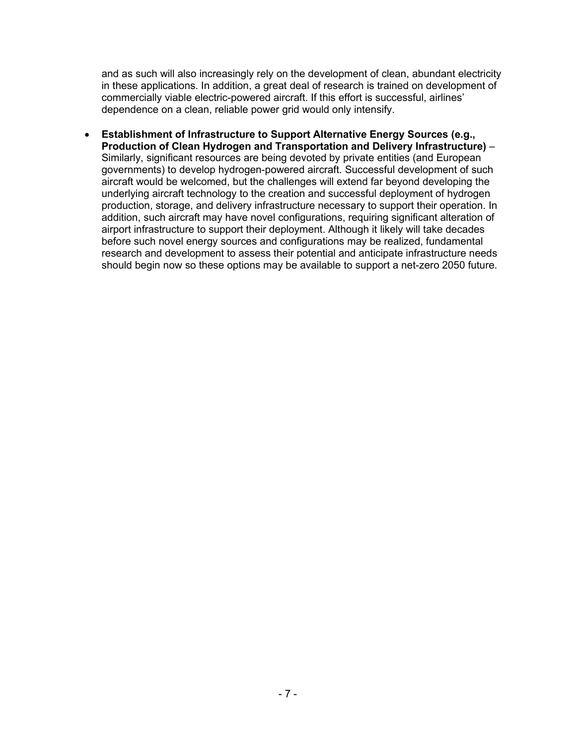and as such will also increasingly rely on the development of clean, abundant electricity in these applications. In addition, a great deal of research is trained on development of commercially viable electric-powered aircraft. If this effort is successful, airlines' dependence on a clean, reliable power grid would only intensify.

- **Establishment of Infrastructure to Support Alternative Energy Sources (e.g., Production of Clean Hydrogen and Transportation and Delivery Infrastructure)** – Similarly, significant resources are being devoted by private entities (and European governments) to develop hydrogen-powered aircraft. Successful development of such aircraft would be welcomed, but the challenges will extend far beyond developing the underlying aircraft technology to the creation and successful deployment of hydrogen production, storage, and delivery infrastructure necessary to support their operation. In addition, such aircraft may have novel configurations, requiring significant alteration of airport infrastructure to support their deployment. Although it likely will take decades before such novel energy sources and configurations may be realized, fundamental research and development to assess their potential and anticipate infrastructure needs should begin now so these options may be available to support a net-zero 2050 future.